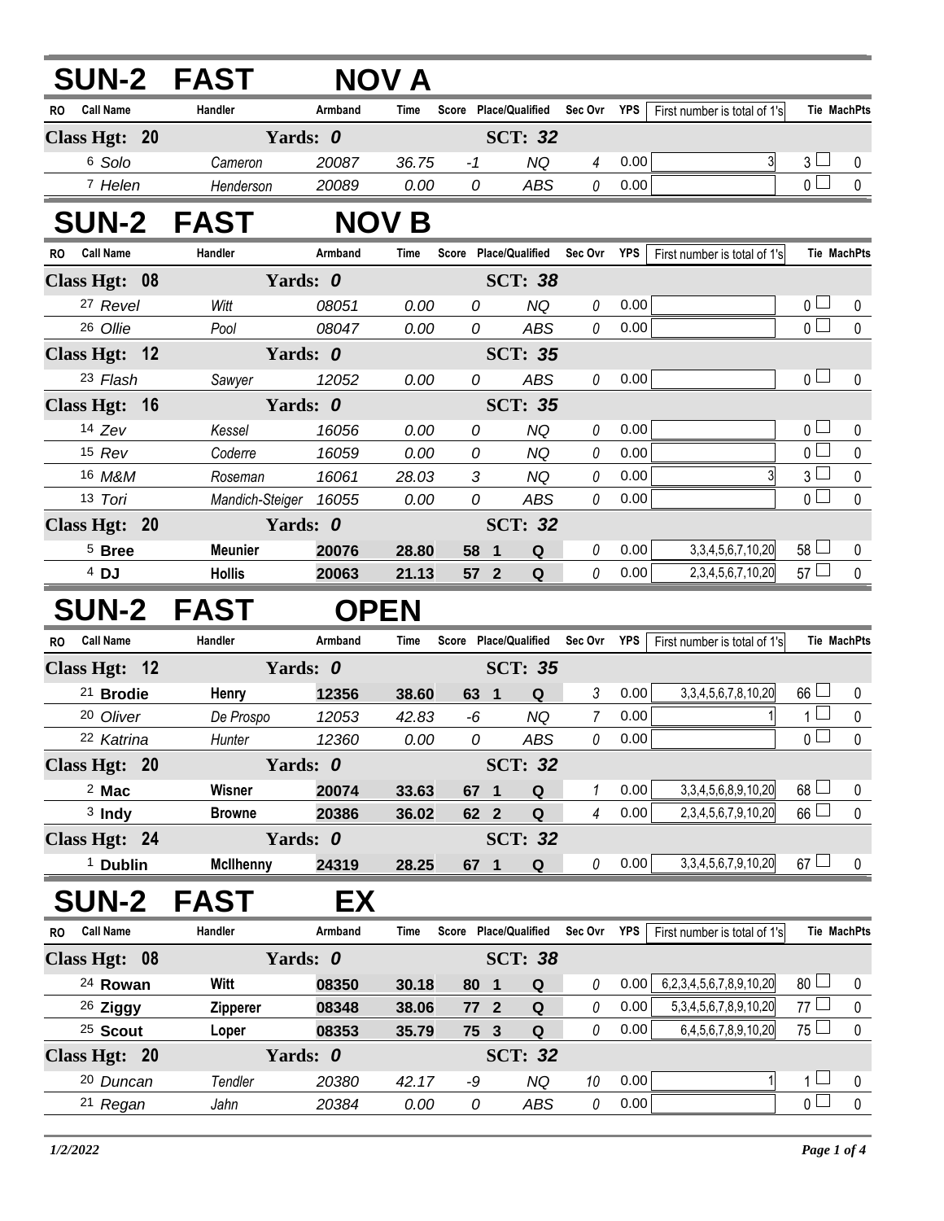## SUN-2 FAST NOV A

| RO | Call Name | Handler | Armband | Time | Score | Place/Qualified | | Sec Ovr | YPS | First number is total of 1's | Tie | MachPts |
|---|---|---|---|---|---|---|---|---|---|---|---|---|
| **Class Hgt: 20** | | **Yards: 0** | | | | **SCT: 32** | | | | | | |
| 6 | Solo | Cameron | 20087 | 36.75 | -1 | | NQ | 4 | 0.00 | 3 | 3 | 0 |
| 7 | Helen | Henderson | 20089 | 0.00 | 0 | | ABS | 0 | 0.00 | | 0 | 0 |

## SUN-2 FAST NOV B

| RO | Call Name | Handler | Armband | Time | Score | Place/Qualified | | Sec Ovr | YPS | First number is total of 1's | Tie | MachPts |
|---|---|---|---|---|---|---|---|---|---|---|---|---|
| **Class Hgt: 08** | | **Yards: 0** | | | | **SCT: 38** | | | | | | |
| 27 | Revel | Witt | 08051 | 0.00 | 0 | | NQ | 0 | 0.00 | | 0 | 0 |
| 26 | Ollie | Pool | 08047 | 0.00 | 0 | | ABS | 0 | 0.00 | | 0 | 0 |
| **Class Hgt: 12** | | **Yards: 0** | | | | **SCT: 35** | | | | | | |
| 23 | Flash | Sawyer | 12052 | 0.00 | 0 | | ABS | 0 | 0.00 | | 0 | 0 |
| **Class Hgt: 16** | | **Yards: 0** | | | | **SCT: 35** | | | | | | |
| 14 | Zev | Kessel | 16056 | 0.00 | 0 | | NQ | 0 | 0.00 | | 0 | 0 |
| 15 | Rev | Coderre | 16059 | 0.00 | 0 | | NQ | 0 | 0.00 | | 0 | 0 |
| 16 | M&M | Roseman | 16061 | 28.03 | 3 | | NQ | 0 | 0.00 | 3 | 3 | 0 |
| 13 | Tori | Mandich-Steiger | 16055 | 0.00 | 0 | | ABS | 0 | 0.00 | | 0 | 0 |
| **Class Hgt: 20** | | **Yards: 0** | | | | **SCT: 32** | | | | | | |
| 5 | **Bree** | **Meunier** | **20076** | **28.80** | **58** | **1** | **Q** | 0 | 0.00 | 3,3,4,5,6,7,10,20 | 58 | 0 |
| 4 | **DJ** | **Hollis** | **20063** | **21.13** | **57** | **2** | **Q** | 0 | 0.00 | 2,3,4,5,6,7,10,20 | 57 | 0 |

## SUN-2 FAST OPEN

| RO | Call Name | Handler | Armband | Time | Score | Place/Qualified | | Sec Ovr | YPS | First number is total of 1's | Tie | MachPts |
|---|---|---|---|---|---|---|---|---|---|---|---|---|
| **Class Hgt: 12** | | **Yards: 0** | | | | **SCT: 35** | | | | | | |
| 21 | **Brodie** | **Henry** | **12356** | **38.60** | **63** | **1** | **Q** | 3 | 0.00 | 3,3,4,5,6,7,8,10,20 | 66 | 0 |
| 20 | Oliver | De Prospo | 12053 | 42.83 | -6 | | NQ | 7 | 0.00 | 1 | 1 | 0 |
| 22 | Katrina | Hunter | 12360 | 0.00 | 0 | | ABS | 0 | 0.00 | | 0 | 0 |
| **Class Hgt: 20** | | **Yards: 0** | | | | **SCT: 32** | | | | | | |
| 2 | **Mac** | **Wisner** | **20074** | **33.63** | **67** | **1** | **Q** | 1 | 0.00 | 3,3,4,5,6,8,9,10,20 | 68 | 0 |
| 3 | **Indy** | **Browne** | **20386** | **36.02** | **62** | **2** | **Q** | 4 | 0.00 | 2,3,4,5,6,7,9,10,20 | 66 | 0 |
| **Class Hgt: 24** | | **Yards: 0** | | | | **SCT: 32** | | | | | | |
| 1 | **Dublin** | **McIlhenny** | **24319** | **28.25** | **67** | **1** | **Q** | 0 | 0.00 | 3,3,4,5,6,7,9,10,20 | 67 | 0 |

## SUN-2 FAST EX

| RO | Call Name | Handler | Armband | Time | Score | Place/Qualified | | Sec Ovr | YPS | First number is total of 1's | Tie | MachPts |
|---|---|---|---|---|---|---|---|---|---|---|---|---|
| **Class Hgt: 08** | | **Yards: 0** | | | | **SCT: 38** | | | | | | |
| 24 | **Rowan** | **Witt** | **08350** | **30.18** | **80** | **1** | **Q** | 0 | 0.00 | 6,2,3,4,5,6,7,8,9,10,20 | 80 | 0 |
| 26 | **Ziggy** | **Zipperer** | **08348** | **38.06** | **77** | **2** | **Q** | 0 | 0.00 | 5,3,4,5,6,7,8,9,10,20 | 77 | 0 |
| 25 | **Scout** | **Loper** | **08353** | **35.79** | **75** | **3** | **Q** | 0 | 0.00 | 6,4,5,6,7,8,9,10,20 | 75 | 0 |
| **Class Hgt: 20** | | **Yards: 0** | | | | **SCT: 32** | | | | | | |
| 20 | Duncan | Tendler | 20380 | 42.17 | -9 | | NQ | 10 | 0.00 | 1 | 1 | 0 |
| 21 | Regan | Jahn | 20384 | 0.00 | 0 | | ABS | 0 | 0.00 | | 0 | 0 |

*1/2/2022*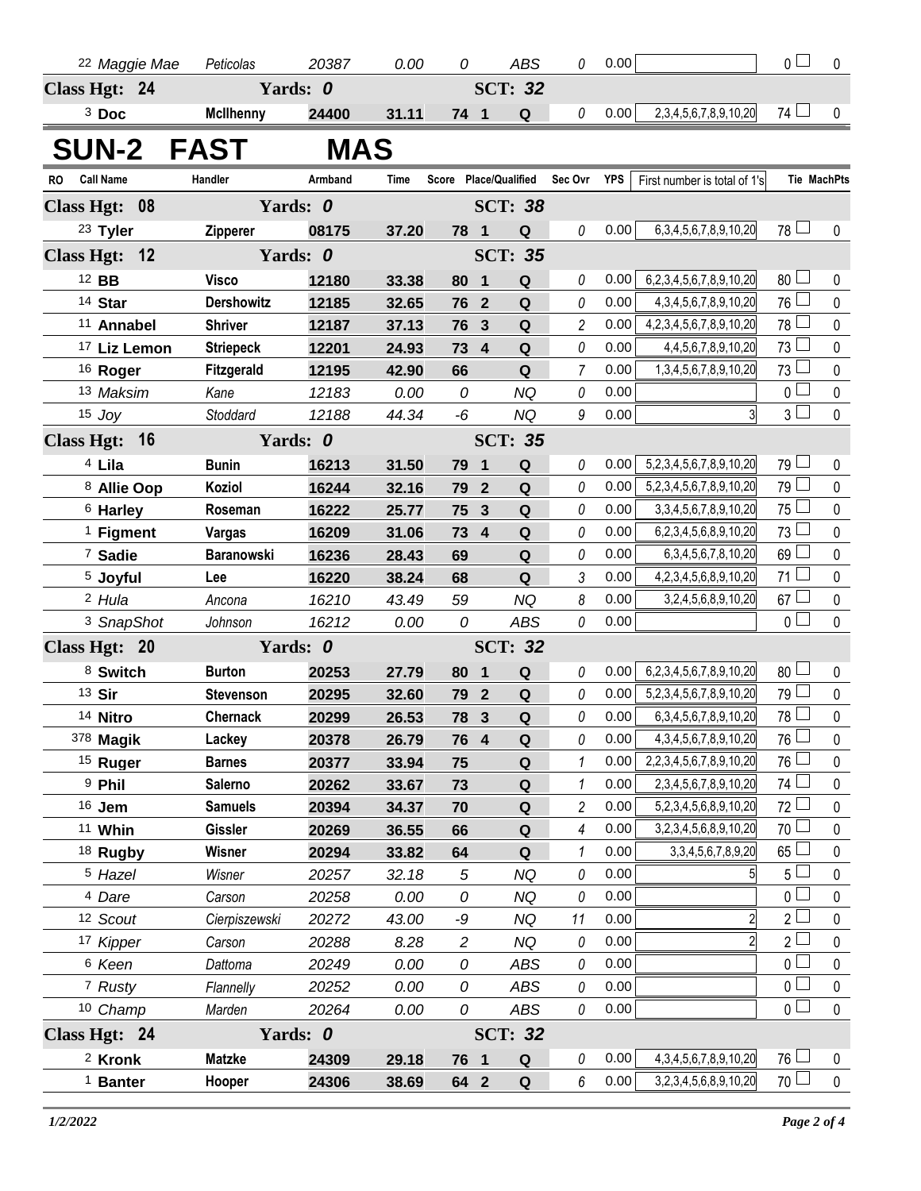| RO | Call Name | Handler | Armband | Time | Score | Place/Qualified | | Sec Ovr | YPS | First number is total of 1's | Tie | MachPts |
|---|---|---|---|---|---|---|---|---|---|---|---|---|
| 22 | *Maggie Mae* | *Peticolas* | *20387* | *0.00* | *0* | | *ABS* | *0* | 0.00 | | 0 | 0 |
| **Class Hgt: 24** | | **Yards: 0** | | | | **SCT: 32** | | | | | | |
| 3 | **Doc** | **McIlhenny** | **24400** | **31.11** | **74** | **1** | **Q** | 0 | 0.00 | 2,3,4,5,6,7,8,9,10,20 | 74 | 0 |

# SUN-2 FAST MAS

| RO | Call Name | Handler | Armband | Time | Score | Place/Qualified | | Sec Ovr | YPS | First number is total of 1's | Tie | MachPts |
|---|---|---|---|---|---|---|---|---|---|---|---|---|
| **Class Hgt: 08** | | **Yards: 0** | | | | **SCT: 38** | | | | | | |
| 23 | **Tyler** | **Zipperer** | **08175** | **37.20** | **78** | **1** | **Q** | 0 | 0.00 | 6,3,4,5,6,7,8,9,10,20 | 78 | 0 |
| **Class Hgt: 12** | | **Yards: 0** | | | | **SCT: 35** | | | | | | |
| 12 | **BB** | **Visco** | **12180** | **33.38** | **80** | **1** | **Q** | 0 | 0.00 | 6,2,3,4,5,6,7,8,9,10,20 | 80 | 0 |
| 14 | **Star** | **Dershowitz** | **12185** | **32.65** | **76** | **2** | **Q** | 0 | 0.00 | 4,3,4,5,6,7,8,9,10,20 | 76 | 0 |
| 11 | **Annabel** | **Shriver** | **12187** | **37.13** | **76** | **3** | **Q** | 2 | 0.00 | 4,2,3,4,5,6,7,8,9,10,20 | 78 | 0 |
| 17 | **Liz Lemon** | **Striepeck** | **12201** | **24.93** | **73** | **4** | **Q** | 0 | 0.00 | 4,4,5,6,7,8,9,10,20 | 73 | 0 |
| 16 | **Roger** | **Fitzgerald** | **12195** | **42.90** | **66** | | **Q** | 7 | 0.00 | 1,3,4,5,6,7,8,9,10,20 | 73 | 0 |
| 13 | *Maksim* | *Kane* | *12183* | *0.00* | *0* | | *NQ* | 0 | 0.00 | | 0 | 0 |
| 15 | *Joy* | *Stoddard* | *12188* | *44.34* | *-6* | | *NQ* | 9 | 0.00 | 3 | 3 | 0 |
| **Class Hgt: 16** | | **Yards: 0** | | | | **SCT: 35** | | | | | | |
| 4 | **Lila** | **Bunin** | **16213** | **31.50** | **79** | **1** | **Q** | 0 | 0.00 | 5,2,3,4,5,6,7,8,9,10,20 | 79 | 0 |
| 8 | **Allie Oop** | **Koziol** | **16244** | **32.16** | **79** | **2** | **Q** | 0 | 0.00 | 5,2,3,4,5,6,7,8,9,10,20 | 79 | 0 |
| 6 | **Harley** | **Roseman** | **16222** | **25.77** | **75** | **3** | **Q** | 0 | 0.00 | 3,3,4,5,6,7,8,9,10,20 | 75 | 0 |
| 1 | **Figment** | **Vargas** | **16209** | **31.06** | **73** | **4** | **Q** | 0 | 0.00 | 6,2,3,4,5,6,8,9,10,20 | 73 | 0 |
| 7 | **Sadie** | **Baranowski** | **16236** | **28.43** | **69** | | **Q** | 0 | 0.00 | 6,3,4,5,6,7,8,10,20 | 69 | 0 |
| 5 | **Joyful** | **Lee** | **16220** | **38.24** | **68** | | **Q** | 3 | 0.00 | 4,2,3,4,5,6,8,9,10,20 | 71 | 0 |
| 2 | *Hula* | *Ancona* | *16210* | *43.49* | *59* | | *NQ* | 8 | 0.00 | 3,2,4,5,6,8,9,10,20 | 67 | 0 |
| 3 | *SnapShot* | *Johnson* | *16212* | *0.00* | *0* | | *ABS* | 0 | 0.00 | | 0 | 0 |
| **Class Hgt: 20** | | **Yards: 0** | | | | **SCT: 32** | | | | | | |
| 8 | **Switch** | **Burton** | **20253** | **27.79** | **80** | **1** | **Q** | 0 | 0.00 | 6,2,3,4,5,6,7,8,9,10,20 | 80 | 0 |
| 13 | **Sir** | **Stevenson** | **20295** | **32.60** | **79** | **2** | **Q** | 0 | 0.00 | 5,2,3,4,5,6,7,8,9,10,20 | 79 | 0 |
| 14 | **Nitro** | **Chernack** | **20299** | **26.53** | **78** | **3** | **Q** | 0 | 0.00 | 6,3,4,5,6,7,8,9,10,20 | 78 | 0 |
| 378 | **Magik** | **Lackey** | **20378** | **26.79** | **76** | **4** | **Q** | 0 | 0.00 | 4,3,4,5,6,7,8,9,10,20 | 76 | 0 |
| 15 | **Ruger** | **Barnes** | **20377** | **33.94** | **75** | | **Q** | 1 | 0.00 | 2,2,3,4,5,6,7,8,9,10,20 | 76 | 0 |
| 9 | **Phil** | **Salerno** | **20262** | **33.67** | **73** | | **Q** | 1 | 0.00 | 2,3,4,5,6,7,8,9,10,20 | 74 | 0 |
| 16 | **Jem** | **Samuels** | **20394** | **34.37** | **70** | | **Q** | 2 | 0.00 | 5,2,3,4,5,6,8,9,10,20 | 72 | 0 |
| 11 | **Whin** | **Gissler** | **20269** | **36.55** | **66** | | **Q** | 4 | 0.00 | 3,2,3,4,5,6,8,9,10,20 | 70 | 0 |
| 18 | **Rugby** | **Wisner** | **20294** | **33.82** | **64** | | **Q** | 1 | 0.00 | 3,3,4,5,6,7,8,9,20 | 65 | 0 |
| 5 | *Hazel* | *Wisner* | *20257* | *32.18* | *5* | | *NQ* | 0 | 0.00 | 5 | 5 | 0 |
| 4 | *Dare* | *Carson* | *20258* | *0.00* | *0* | | *NQ* | 0 | 0.00 | | 0 | 0 |
| 12 | *Scout* | *Cierpiszewski* | *20272* | *43.00* | *-9* | | *NQ* | 11 | 0.00 | 2 | 2 | 0 |
| 17 | *Kipper* | *Carson* | *20288* | *8.28* | *2* | | *NQ* | 0 | 0.00 | 2 | 2 | 0 |
| 6 | *Keen* | *Dattoma* | *20249* | *0.00* | *0* | | *ABS* | 0 | 0.00 | | 0 | 0 |
| 7 | *Rusty* | *Flannelly* | *20252* | *0.00* | *0* | | *ABS* | 0 | 0.00 | | 0 | 0 |
| 10 | *Champ* | *Marden* | *20264* | *0.00* | *0* | | *ABS* | 0 | 0.00 | | 0 | 0 |
| **Class Hgt: 24** | | **Yards: 0** | | | | **SCT: 32** | | | | | | |
| 2 | **Kronk** | **Matzke** | **24309** | **29.18** | **76** | **1** | **Q** | 0 | 0.00 | 4,3,4,5,6,7,8,9,10,20 | 76 | 0 |
| 1 | **Banter** | **Hooper** | **24306** | **38.69** | **64** | **2** | **Q** | 6 | 0.00 | 3,2,3,4,5,6,8,9,10,20 | 70 | 0 |

*1/2/2022*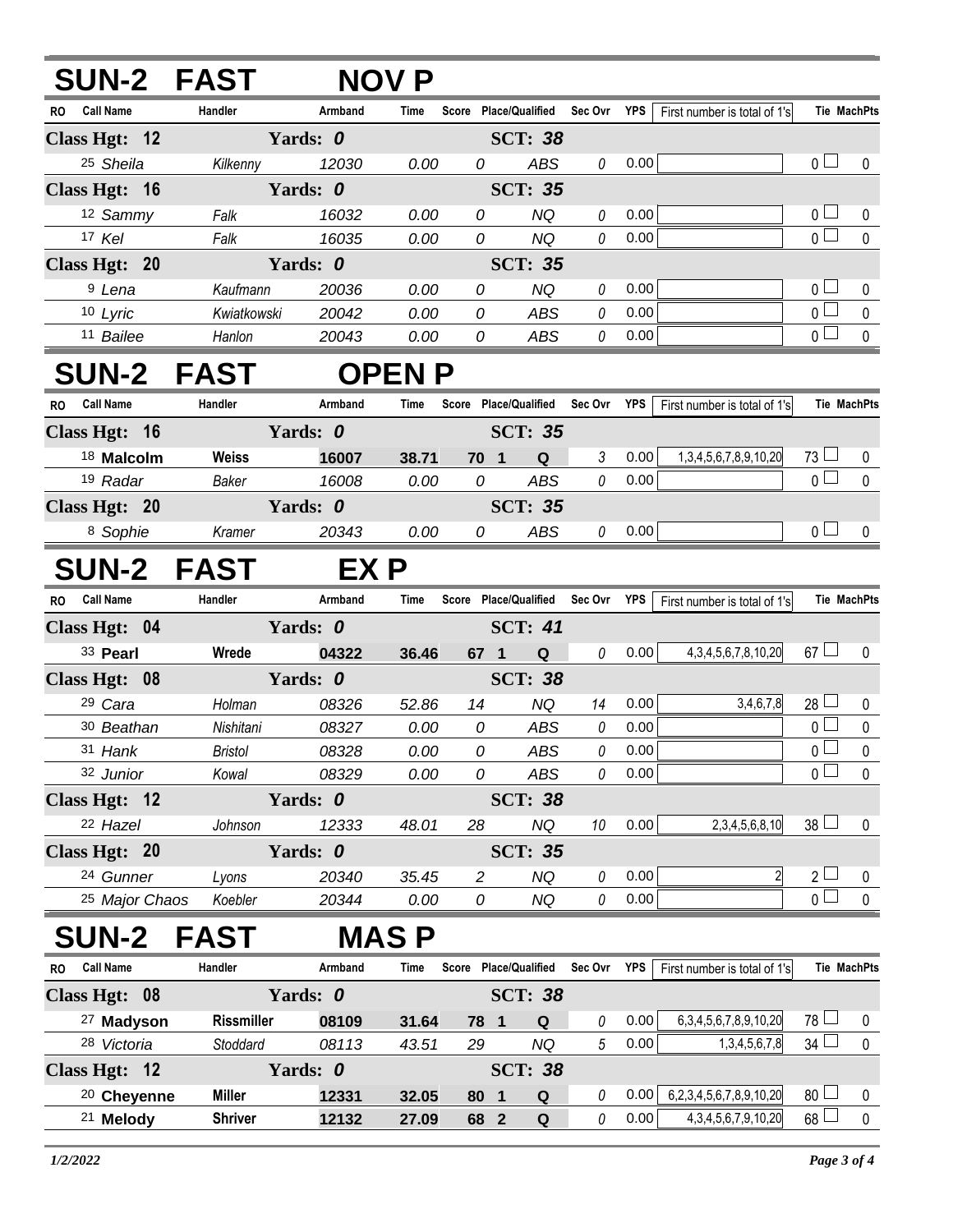## SUN-2 FAST NOV P

| RO | Call Name | Handler | Armband | Time | Score | Place/Qualified | Sec Ovr | YPS | First number is total of 1's | Tie | MachPts |
|---|---|---|---|---|---|---|---|---|---|---|---|
| **Class Hgt: 12** | | **Yards: 0** | | | | **SCT: 38** | | | | | |
| 25 | Sheila | Kilkenny | 12030 | 0.00 | 0 | ABS | 0 | 0.00 | | 0 | 0 |
| **Class Hgt: 16** | | **Yards: 0** | | | | **SCT: 35** | | | | | |
| 12 | Sammy | Falk | 16032 | 0.00 | 0 | NQ | 0 | 0.00 | | 0 | 0 |
| 17 | Kel | Falk | 16035 | 0.00 | 0 | NQ | 0 | 0.00 | | 0 | 0 |
| **Class Hgt: 20** | | **Yards: 0** | | | | **SCT: 35** | | | | | |
| 9 | Lena | Kaufmann | 20036 | 0.00 | 0 | NQ | 0 | 0.00 | | 0 | 0 |
| 10 | Lyric | Kwiatkowski | 20042 | 0.00 | 0 | ABS | 0 | 0.00 | | 0 | 0 |
| 11 | Bailee | Hanlon | 20043 | 0.00 | 0 | ABS | 0 | 0.00 | | 0 | 0 |

## SUN-2 FAST OPEN P

| RO | Call Name | Handler | Armband | Time | Score | Place/Qualified | Sec Ovr | YPS | First number is total of 1's | Tie | MachPts |
|---|---|---|---|---|---|---|---|---|---|---|---|
| **Class Hgt: 16** | | **Yards: 0** | | | | **SCT: 35** | | | | | |
| 18 | **Malcolm** | **Weiss** | **16007** | **38.71** | **70** | **1 Q** | 3 | 0.00 | 1,3,4,5,6,7,8,9,10,20 | 73 | 0 |
| 19 | Radar | Baker | 16008 | 0.00 | 0 | ABS | 0 | 0.00 | | 0 | 0 |
| **Class Hgt: 20** | | **Yards: 0** | | | | **SCT: 35** | | | | | |
| 8 | Sophie | Kramer | 20343 | 0.00 | 0 | ABS | 0 | 0.00 | | 0 | 0 |

## SUN-2 FAST EX P

| RO | Call Name | Handler | Armband | Time | Score | Place/Qualified | Sec Ovr | YPS | First number is total of 1's | Tie | MachPts |
|---|---|---|---|---|---|---|---|---|---|---|---|
| **Class Hgt: 04** | | **Yards: 0** | | | | **SCT: 41** | | | | | |
| 33 | **Pearl** | **Wrede** | **04322** | **36.46** | **67** | **1 Q** | 0 | 0.00 | 4,3,4,5,6,7,8,10,20 | 67 | 0 |
| **Class Hgt: 08** | | **Yards: 0** | | | | **SCT: 38** | | | | | |
| 29 | Cara | Holman | 08326 | 52.86 | 14 | NQ | 14 | 0.00 | 3,4,6,7,8 | 28 | 0 |
| 30 | Beathan | Nishitani | 08327 | 0.00 | 0 | ABS | 0 | 0.00 | | 0 | 0 |
| 31 | Hank | Bristol | 08328 | 0.00 | 0 | ABS | 0 | 0.00 | | 0 | 0 |
| 32 | Junior | Kowal | 08329 | 0.00 | 0 | ABS | 0 | 0.00 | | 0 | 0 |
| **Class Hgt: 12** | | **Yards: 0** | | | | **SCT: 38** | | | | | |
| 22 | Hazel | Johnson | 12333 | 48.01 | 28 | NQ | 10 | 0.00 | 2,3,4,5,6,8,10 | 38 | 0 |
| **Class Hgt: 20** | | **Yards: 0** | | | | **SCT: 35** | | | | | |
| 24 | Gunner | Lyons | 20340 | 35.45 | 2 | NQ | 0 | 0.00 | 2 | 2 | 0 |
| 25 | Major Chaos | Koebler | 20344 | 0.00 | 0 | NQ | 0 | 0.00 | | 0 | 0 |

## SUN-2 FAST MAS P

| RO | Call Name | Handler | Armband | Time | Score | Place/Qualified | Sec Ovr | YPS | First number is total of 1's | Tie | MachPts |
|---|---|---|---|---|---|---|---|---|---|---|---|
| **Class Hgt: 08** | | **Yards: 0** | | | | **SCT: 38** | | | | | |
| 27 | **Madyson** | **Rissmiller** | **08109** | **31.64** | **78** | **1 Q** | 0 | 0.00 | 6,3,4,5,6,7,8,9,10,20 | 78 | 0 |
| 28 | Victoria | Stoddard | 08113 | 43.51 | 29 | NQ | 5 | 0.00 | 1,3,4,5,6,7,8 | 34 | 0 |
| **Class Hgt: 12** | | **Yards: 0** | | | | **SCT: 38** | | | | | |
| 20 | **Cheyenne** | **Miller** | **12331** | **32.05** | **80** | **1 Q** | 0 | 0.00 | 6,2,3,4,5,6,7,8,9,10,20 | 80 | 0 |
| 21 | **Melody** | **Shriver** | **12132** | **27.09** | **68** | **2 Q** | 0 | 0.00 | 4,3,4,5,6,7,9,10,20 | 68 | 0 |

*1/2/2022*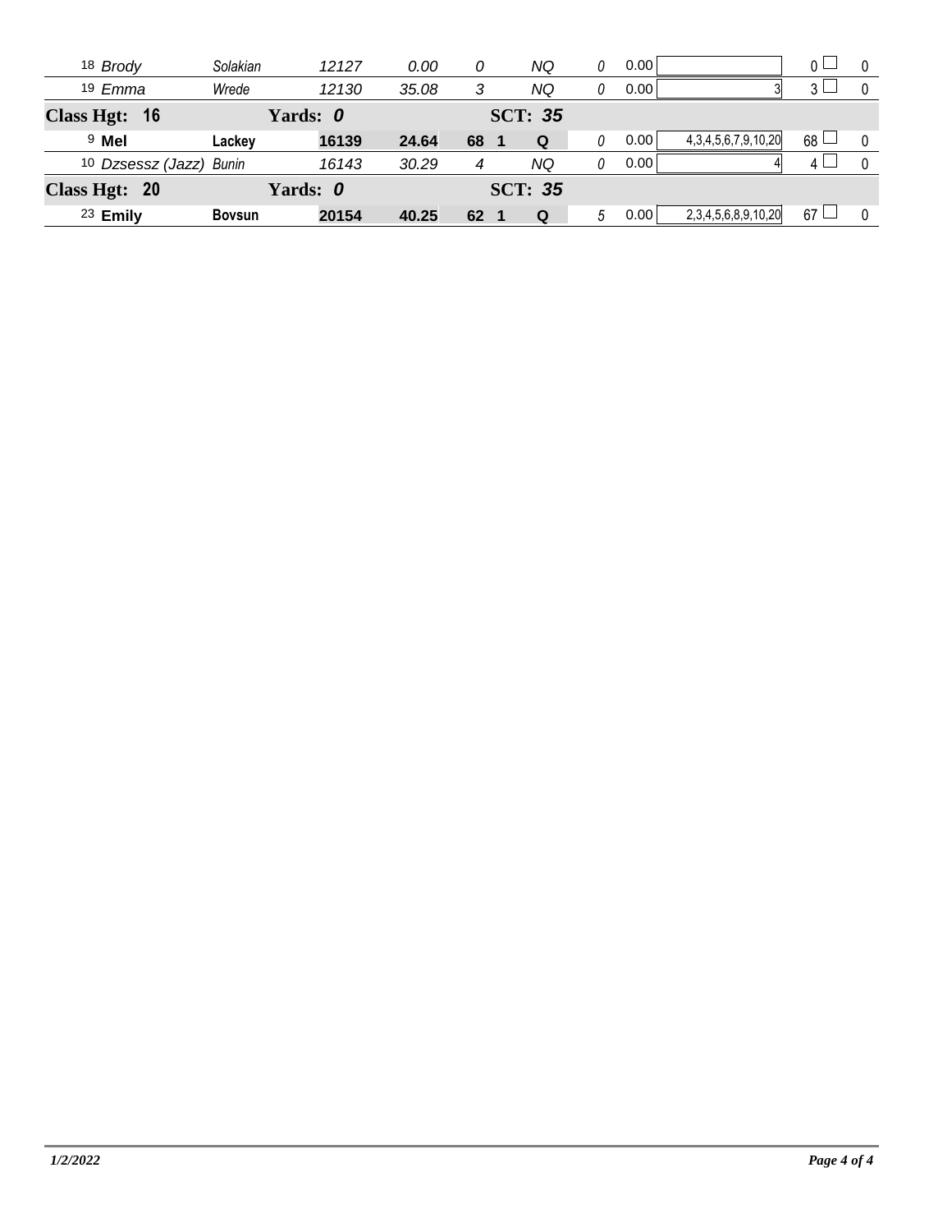| | | | | | | | | | | | | |
|---|---|---|---|---|---|---|---|---|---|---|---|---|
| 18 | *Brody* | *Solakian* | *12127* | *0.00* | *0* | | *NQ* | *0* | 0.00 | | 0 ☐ | 0 |
| 19 | *Emma* | *Wrede* | *12130* | *35.08* | *3* | | *NQ* | *0* | 0.00 | 3 | 3 ☐ | 0 |
| **Class Hgt: 16** | | **Yards: *0*** | | | | | **SCT: *35*** | | | | | |
| 9 | **Mel** | **Lackey** | **16139** | **24.64** | **68** | **1** | **Q** | *0* | 0.00 | 4,3,4,5,6,7,9,10,20 | 68 ☐ | 0 |
| 10 | *Dzsessz (Jazz)* | *Bunin* | *16143* | *30.29* | *4* | | *NQ* | *0* | 0.00 | 4 | 4 ☐ | 0 |
| **Class Hgt: 20** | | **Yards: *0*** | | | | | **SCT: *35*** | | | | | |
| 23 | **Emily** | **Bovsun** | **20154** | **40.25** | **62** | **1** | **Q** | *5* | 0.00 | 2,3,4,5,6,8,9,10,20 | 67 ☐ | 0 |

*1/2/2022*